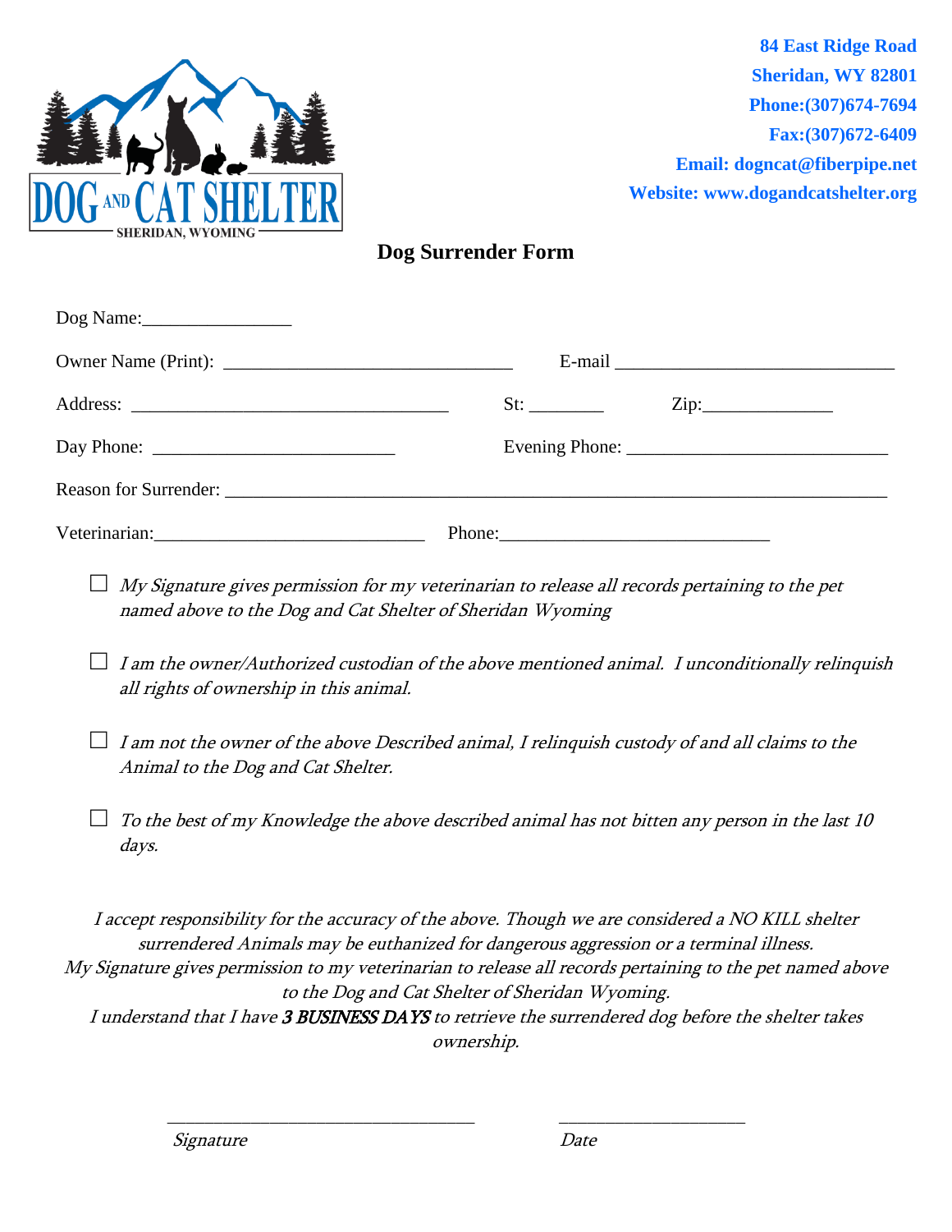DOG AND CAT SHELTER
SHERIDAN, WYOMING

**84 East Ridge Road**
**Sheridan, WY 82801**
**Phone:(307)674-7694**
**Fax:(307)672-6409**
**Email: dogncat@fiberpipe.net**
**Website: www.dogandcatshelter.org**

# Dog Surrender Form

Dog Name:________________

Owner Name (Print): ______________________________ E-mail ______________________________

Address: _________________________________ St: ________ Zip:______________

Day Phone: _________________________ Evening Phone: ___________________________

Reason for Surrender: _______________________________________________________________________

Veterinarian:_____________________________ Phone:_____________________________

☐ *My Signature gives permission for my veterinarian to release all records pertaining to the pet named above to the Dog and Cat Shelter of Sheridan Wyoming*

☐ *I am the owner/Authorized custodian of the above mentioned animal. I unconditionally relinquish all rights of ownership in this animal.*

☐ *I am not the owner of the above Described animal, I relinquish custody of and all claims to the Animal to the Dog and Cat Shelter.*

☐ *To the best of my Knowledge the above described animal has not bitten any person in the last 10 days.*

*I accept responsibility for the accuracy of the above. Though we are considered a NO KILL shelter surrendered Animals may be euthanized for dangerous aggression or a terminal illness.*
*My Signature gives permission to my veterinarian to release all records pertaining to the pet named above to the Dog and Cat Shelter of Sheridan Wyoming.*
*I understand that I have **3 BUSINESS DAYS** to retrieve the surrendered dog before the shelter takes ownership.*

_________________________________ ____________________

*Signature* *Date*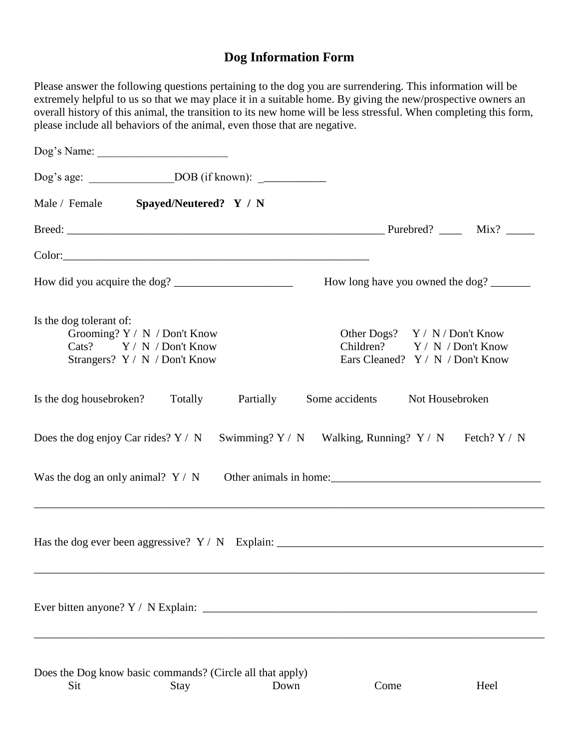# Dog Information Form

Please answer the following questions pertaining to the dog you are surrendering. This information will be extremely helpful to us so that we may place it in a suitable home. By giving the new/prospective owners an overall history of this animal, the transition to its new home will be less stressful. When completing this form, please include all behaviors of the animal, even those that are negative.

Dog's Name: _______________________

Dog's age: _______________DOB (if known): ___________

Male / Female **Spayed/Neutered? Y / N**

Breed: _________________________________________________________ Purebred? ____ Mix? _____

Color:______________________________________________________

How did you acquire the dog? ____________________ How long have you owned the dog? _______

Is the dog tolerant of:

- Grooming? Y / N / Don't Know
- Cats? Y / N / Don't Know
- Strangers? Y / N / Don't Know
- Other Dogs? Y / N / Don't Know
- Children? Y / N / Don't Know
- Ears Cleaned? Y / N / Don't Know

Is the dog housebroken? Totally Partially Some accidents Not Housebroken

Does the dog enjoy Car rides? Y / N Swimming? Y / N Walking, Running? Y / N Fetch? Y / N

Was the dog an only animal? Y / N Other animals in home:____________________________________

_____________________________________________________________________________________

Has the dog ever been aggressive? Y / N Explain: _______________________________________________

_____________________________________________________________________________________

Ever bitten anyone? Y / N Explain: _____________________________________________________

_____________________________________________________________________________________

Does the Dog know basic commands? (Circle all that apply)

Sit Stay Down Come Heel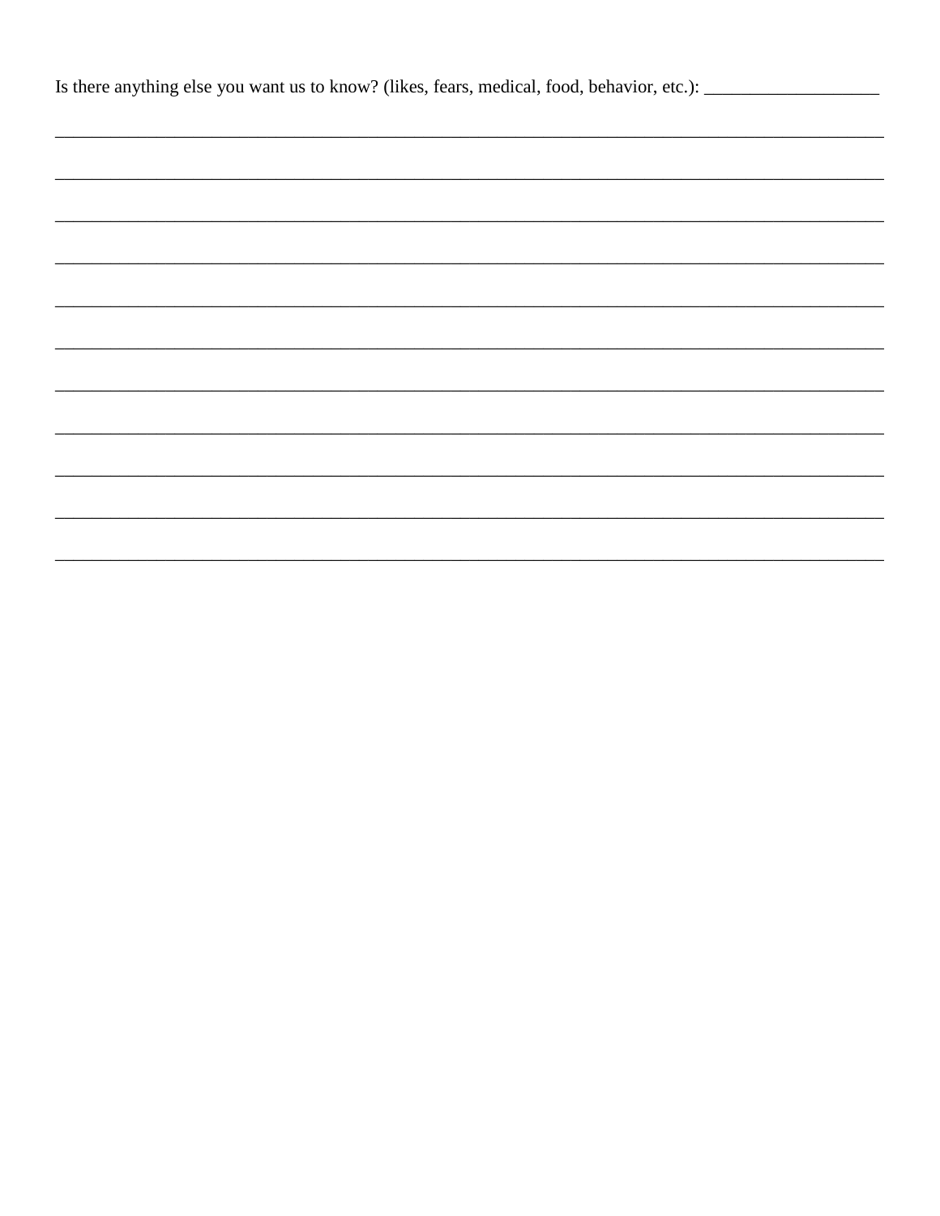Is there anything else you want us to know? (likes, fears, medical, food, behavior, etc.): ___________________

_____________________________________________________________________________________

_____________________________________________________________________________________

_____________________________________________________________________________________

_____________________________________________________________________________________

_____________________________________________________________________________________

_____________________________________________________________________________________

_____________________________________________________________________________________

_____________________________________________________________________________________

_____________________________________________________________________________________

_____________________________________________________________________________________

_____________________________________________________________________________________